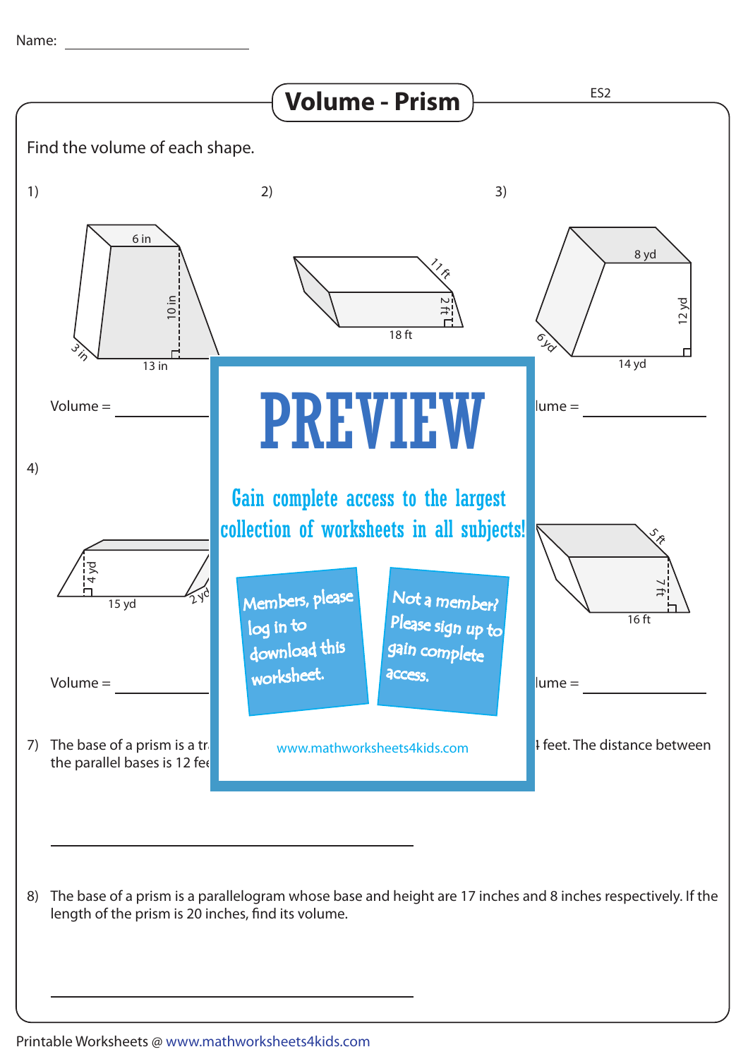Name: ____________________

# Volume - Prism

ES2

Find the volume of each shape.

1)

6 in

10 in

3 in

13 in

Volume = ____________

2)

11 ft

2 ft

18 ft

3)

8 yd

12 yd

6 yd

14 yd

lume = ____________

4)

4 yd

15 yd

2 yd

Volume = ____________

5 ft

7 ft

16 ft

lume = ____________

PREVIEW

Gain complete access to the largest collection of worksheets in all subjects!

Members, please log in to download this worksheet.

Not a member? Please sign up to gain complete access.

www.mathworksheets4kids.com

7) The base of a prism is a tr... feet. The distance between the parallel bases is 12 fee...

____________________________________________

8) The base of a prism is a parallelogram whose base and height are 17 inches and 8 inches respectively. If the length of the prism is 20 inches, find its volume.

____________________________________________

Printable Worksheets @ www.mathworksheets4kids.com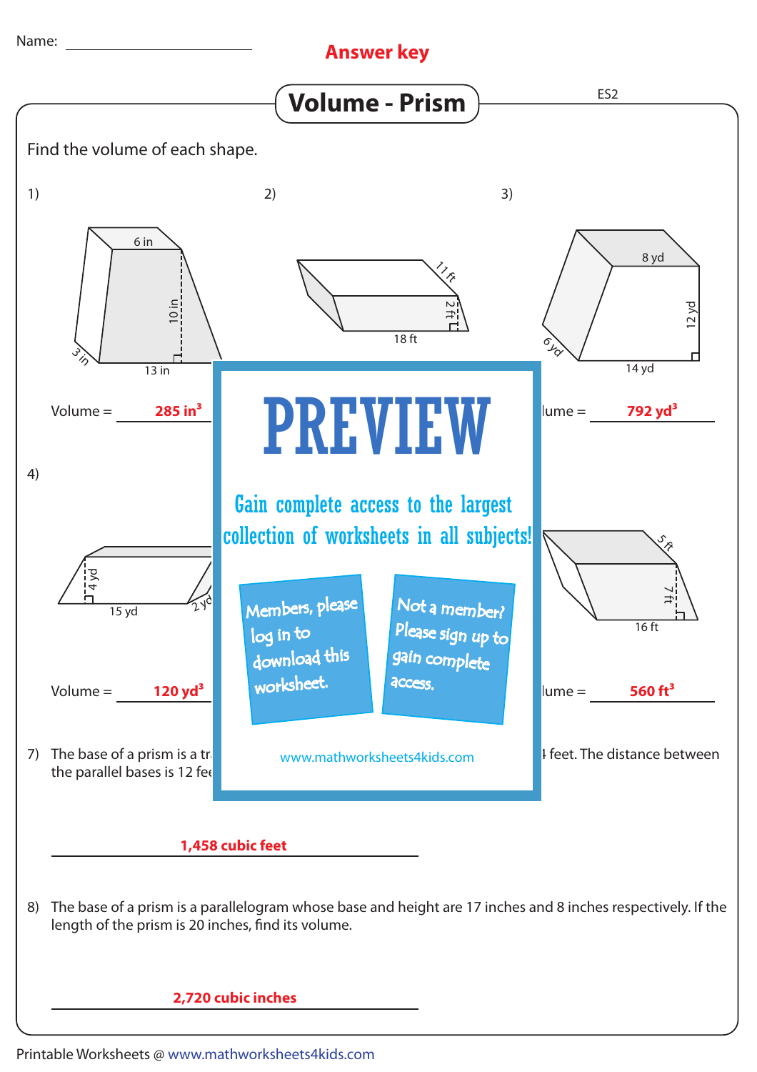Name: ______________________

**Answer key**

# Volume - Prism

ES2

Find the volume of each shape.

1)

6 in

10 in

3 in

13 in

Volume = **285 in$^3$**

2)

11 ft

2 ft

18 ft

3)

8 yd

12 yd

6 yd

14 yd

lume = **792 yd$^3$**

# PREVIEW

Gain complete access to the largest collection of worksheets in all subjects!

Members, please log in to download this worksheet.

Not a member? Please sign up to gain complete access.

www.mathworksheets4kids.com

4)

4 yd

15 yd

2 yd

Volume = **120 yd$^3$**

5 ft

7 ft

16 ft

lume = **560 ft$^3$**

7) The base of a prism is a tr... feet. The distance between the parallel bases is 12 fee...

**1,458 cubic feet**

8) The base of a prism is a parallelogram whose base and height are 17 inches and 8 inches respectively. If the length of the prism is 20 inches, find its volume.

**2,720 cubic inches**